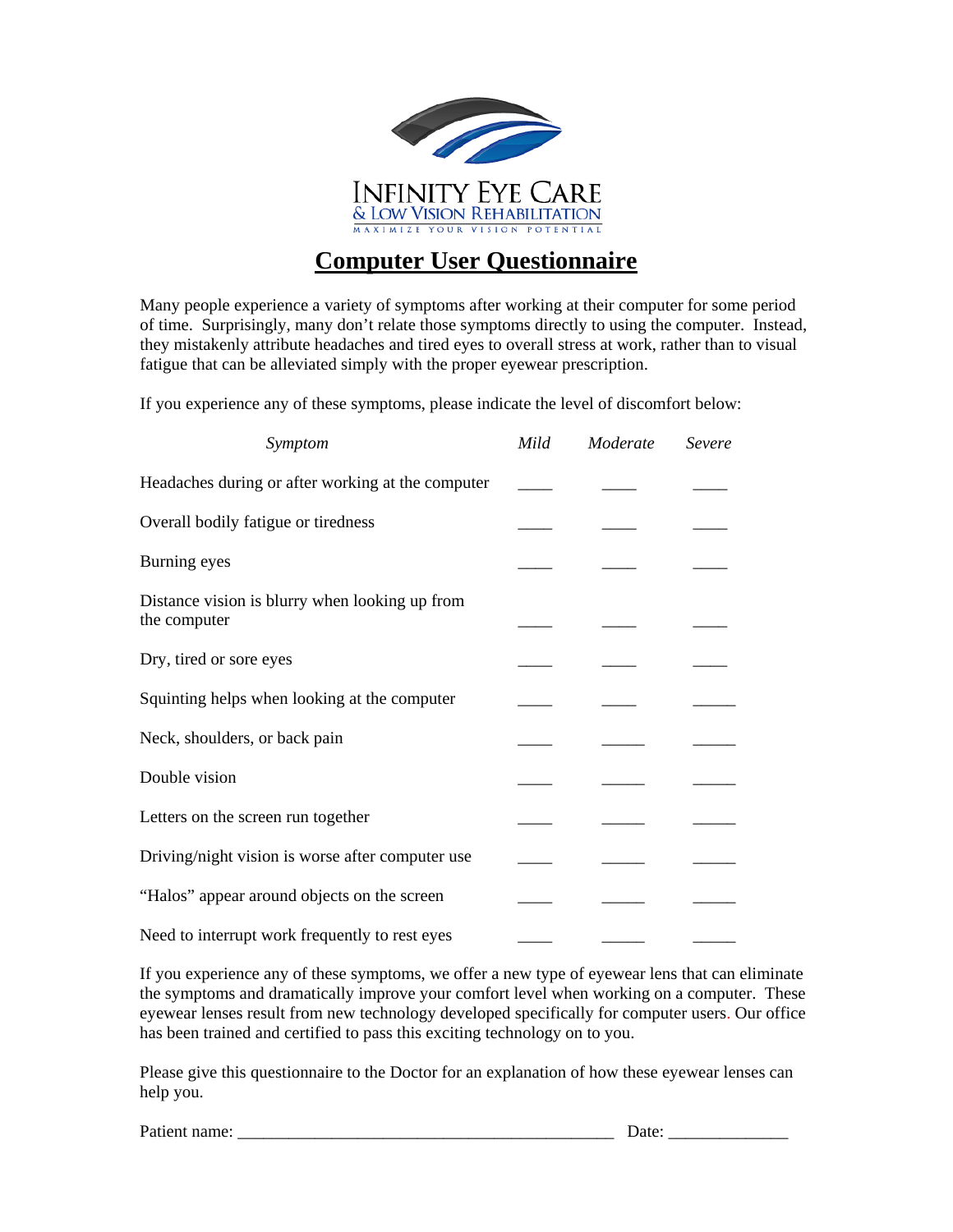Infinity Eye Care
& Low Vision Rehabilitation
MAXIMIZE YOUR VISION POTENTIAL

# Computer User Questionnaire

Many people experience a variety of symptoms after working at their computer for some period of time. Surprisingly, many don't relate those symptoms directly to using the computer. Instead, they mistakenly attribute headaches and tired eyes to overall stress at work, rather than to visual fatigue that can be alleviated simply with the proper eyewear prescription.

If you experience any of these symptoms, please indicate the level of discomfort below:

| *Symptom* | *Mild* | *Moderate* | *Severe* |
|---|---|---|---|
| Headaches during or after working at the computer | ____ | ____ | ____ |
| Overall bodily fatigue or tiredness | ____ | ____ | ____ |
| Burning eyes | ____ | ____ | ____ |
| Distance vision is blurry when looking up from the computer | ____ | ____ | ____ |
| Dry, tired or sore eyes | ____ | ____ | ____ |
| Squinting helps when looking at the computer | ____ | ____ | _____ |
| Neck, shoulders, or back pain | ____ | _____ | _____ |
| Double vision | ____ | _____ | _____ |
| Letters on the screen run together | ____ | _____ | _____ |
| Driving/night vision is worse after computer use | ____ | _____ | _____ |
| "Halos" appear around objects on the screen | ____ | _____ | _____ |
| Need to interrupt work frequently to rest eyes | ____ | _____ | _____ |

If you experience any of these symptoms, we offer a new type of eyewear lens that can eliminate the symptoms and dramatically improve your comfort level when working on a computer. These eyewear lenses result from new technology developed specifically for computer users. Our office has been trained and certified to pass this exciting technology on to you.

Please give this questionnaire to the Doctor for an explanation of how these eyewear lenses can help you.

Patient name: ____________________________________________ Date: ______________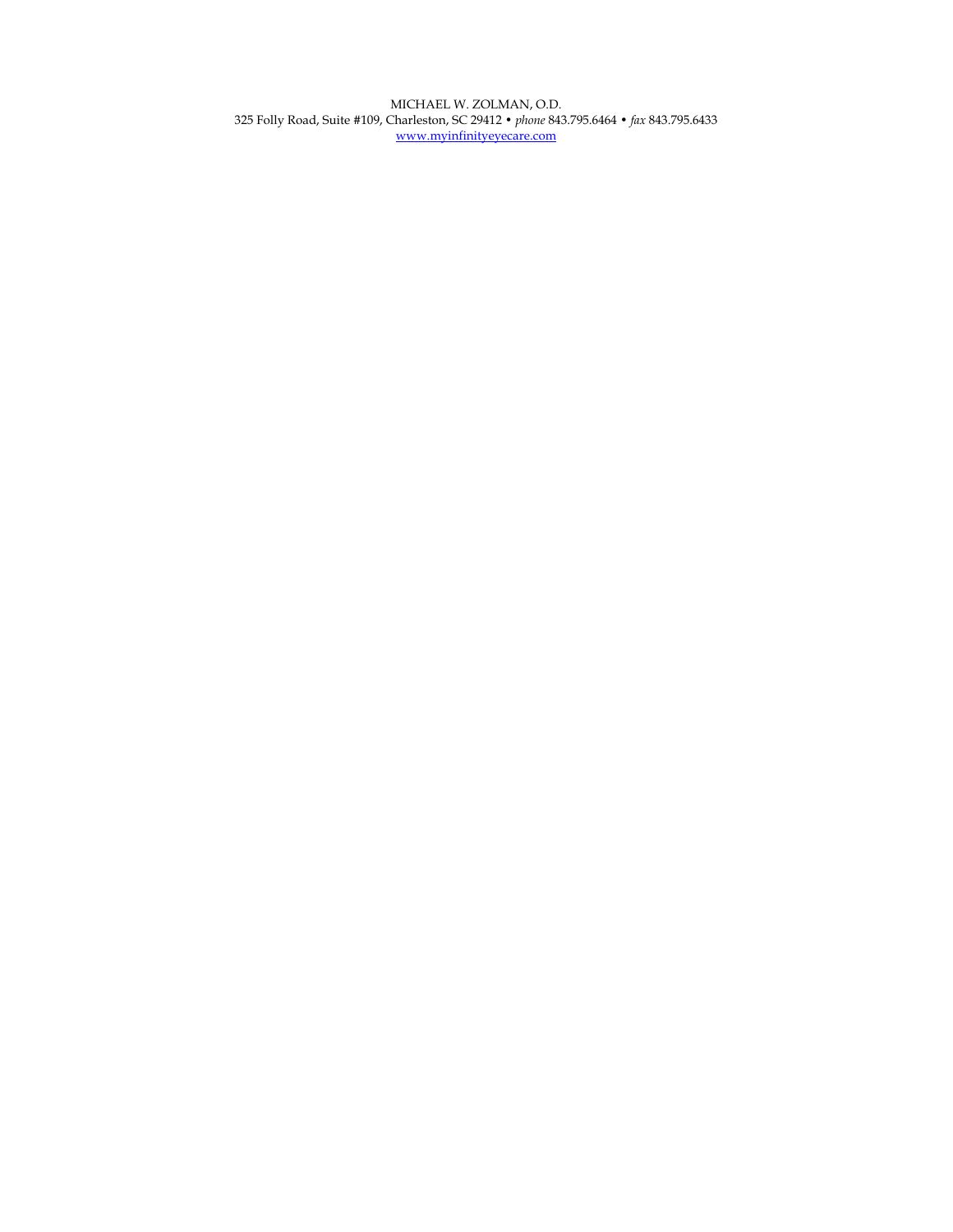MICHAEL W. ZOLMAN, O.D.
325 Folly Road, Suite #109, Charleston, SC 29412 • *phone* 843.795.6464 • *fax* 843.795.6433
[www.myinfinityeyecare.com](http://www.myinfinityeyecare.com)